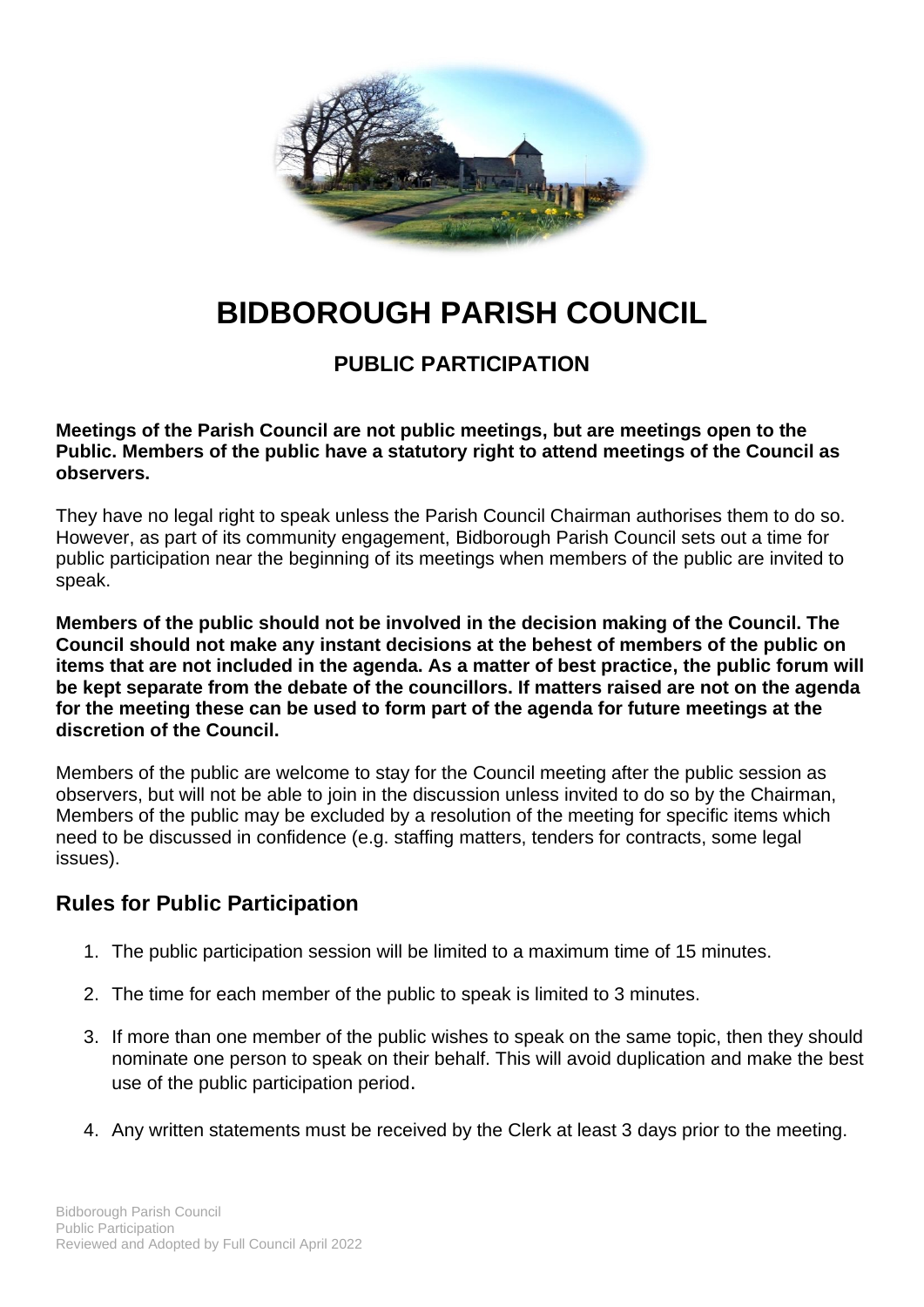# BIDBOROUGH PARISH COUNCIL

## PUBLIC PARTICIPATION

**Meetings of the Parish Council are not public meetings, but are meetings open to the Public. Members of the public have a statutory right to attend meetings of the Council as observers.**

They have no legal right to speak unless the Parish Council Chairman authorises them to do so. However, as part of its community engagement, Bidborough Parish Council sets out a time for public participation near the beginning of its meetings when members of the public are invited to speak.

**Members of the public should not be involved in the decision making of the Council. The Council should not make any instant decisions at the behest of members of the public on items that are not included in the agenda. As a matter of best practice, the public forum will be kept separate from the debate of the councillors. If matters raised are not on the agenda for the meeting these can be used to form part of the agenda for future meetings at the discretion of the Council.**

Members of the public are welcome to stay for the Council meeting after the public session as observers, but will not be able to join in the discussion unless invited to do so by the Chairman, Members of the public may be excluded by a resolution of the meeting for specific items which need to be discussed in confidence (e.g. staffing matters, tenders for contracts, some legal issues).

### Rules for Public Participation

1. The public participation session will be limited to a maximum time of 15 minutes.
2. The time for each member of the public to speak is limited to 3 minutes.
3. If more than one member of the public wishes to speak on the same topic, then they should nominate one person to speak on their behalf. This will avoid duplication and make the best use of the public participation period.
4. Any written statements must be received by the Clerk at least 3 days prior to the meeting.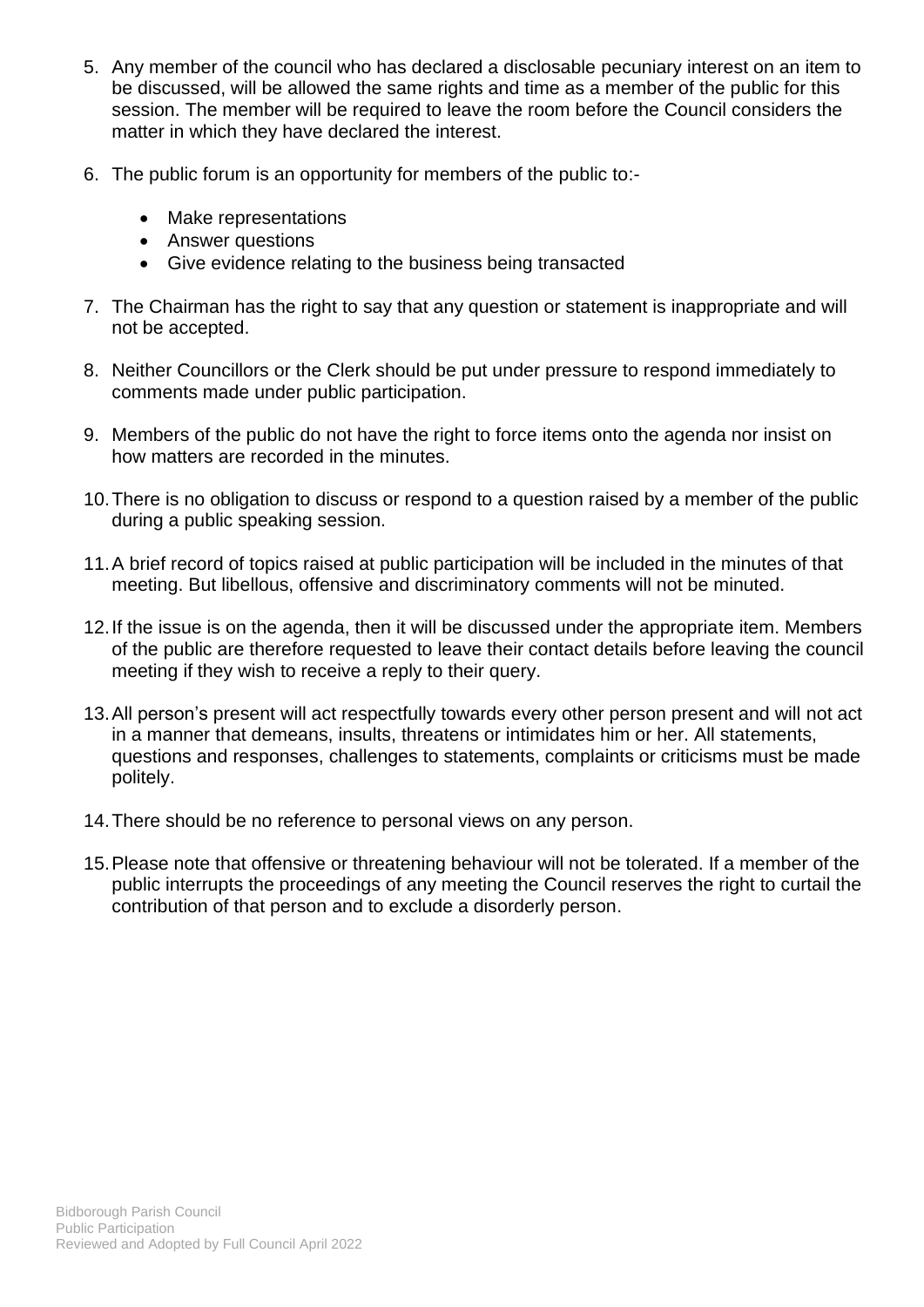5. Any member of the council who has declared a disclosable pecuniary interest on an item to be discussed, will be allowed the same rights and time as a member of the public for this session. The member will be required to leave the room before the Council considers the matter in which they have declared the interest.

6. The public forum is an opportunity for members of the public to:-

   - Make representations
   - Answer questions
   - Give evidence relating to the business being transacted

7. The Chairman has the right to say that any question or statement is inappropriate and will not be accepted.

8. Neither Councillors or the Clerk should be put under pressure to respond immediately to comments made under public participation.

9. Members of the public do not have the right to force items onto the agenda nor insist on how matters are recorded in the minutes.

10. There is no obligation to discuss or respond to a question raised by a member of the public during a public speaking session.

11. A brief record of topics raised at public participation will be included in the minutes of that meeting. But libellous, offensive and discriminatory comments will not be minuted.

12. If the issue is on the agenda, then it will be discussed under the appropriate item. Members of the public are therefore requested to leave their contact details before leaving the council meeting if they wish to receive a reply to their query.

13. All person's present will act respectfully towards every other person present and will not act in a manner that demeans, insults, threatens or intimidates him or her. All statements, questions and responses, challenges to statements, complaints or criticisms must be made politely.

14. There should be no reference to personal views on any person.

15. Please note that offensive or threatening behaviour will not be tolerated. If a member of the public interrupts the proceedings of any meeting the Council reserves the right to curtail the contribution of that person and to exclude a disorderly person.